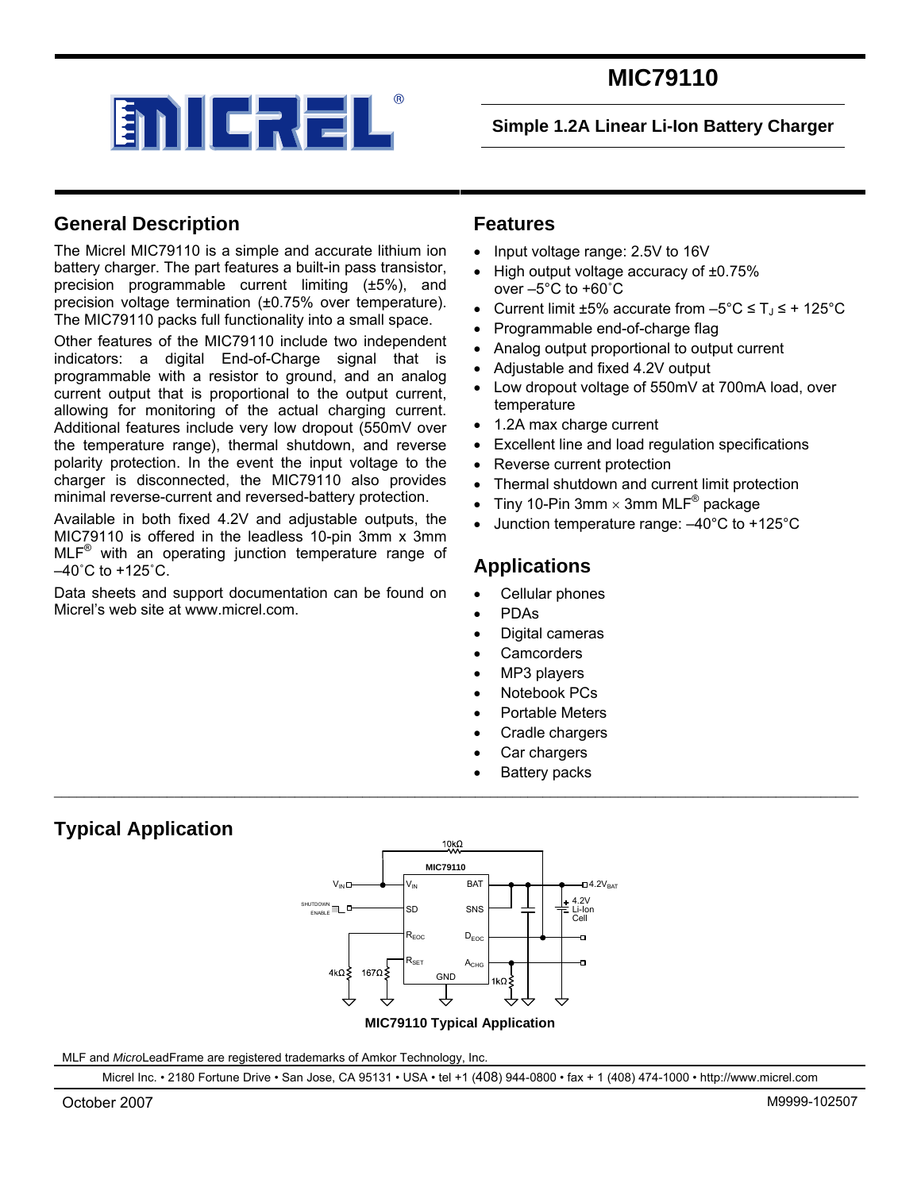# MIC79110

**Simple 1.2A Linear Li-Ion Battery Charger**

## General Description

The Micrel MIC79110 is a simple and accurate lithium ion battery charger. The part features a built-in pass transistor, precision programmable current limiting (±5%), and precision voltage termination (±0.75% over temperature). The MIC79110 packs full functionality into a small space.

Other features of the MIC79110 include two independent indicators: a digital End-of-Charge signal that is programmable with a resistor to ground, and an analog current output that is proportional to the output current, allowing for monitoring of the actual charging current. Additional features include very low dropout (550mV over the temperature range), thermal shutdown, and reverse polarity protection. In the event the input voltage to the charger is disconnected, the MIC79110 also provides minimal reverse-current and reversed-battery protection.

Available in both fixed 4.2V and adjustable outputs, the MIC79110 is offered in the leadless 10-pin 3mm x 3mm MLF® with an operating junction temperature range of –40˚C to +125˚C.

Data sheets and support documentation can be found on Micrel's web site at www.micrel.com.

## Features

- Input voltage range: 2.5V to 16V
- High output voltage accuracy of ±0.75% over –5°C to +60˚C
- Current limit ±5% accurate from –5°C ≤ $T_J$ ≤ + 125°C
- Programmable end-of-charge flag
- Analog output proportional to output current
- Adjustable and fixed 4.2V output
- Low dropout voltage of 550mV at 700mA load, over temperature
- 1.2A max charge current
- Excellent line and load regulation specifications
- Reverse current protection
- Thermal shutdown and current limit protection
- Tiny 10-Pin 3mm × 3mm MLF® package
- Junction temperature range: –40°C to +125°C

## Applications

- Cellular phones
- PDAs
- Digital cameras
- Camcorders
- MP3 players
- Notebook PCs
- Portable Meters
- Cradle chargers
- Car chargers
- Battery packs

## Typical Application

MIC79110 Typical Application

MLF and *Micro*LeadFrame are registered trademarks of Amkor Technology, Inc.

Micrel Inc. • 2180 Fortune Drive • San Jose, CA 95131 • USA • tel +1 (408) 944-0800 • fax + 1 (408) 474-1000 • http://www.micrel.com

October 2007

M9999-102507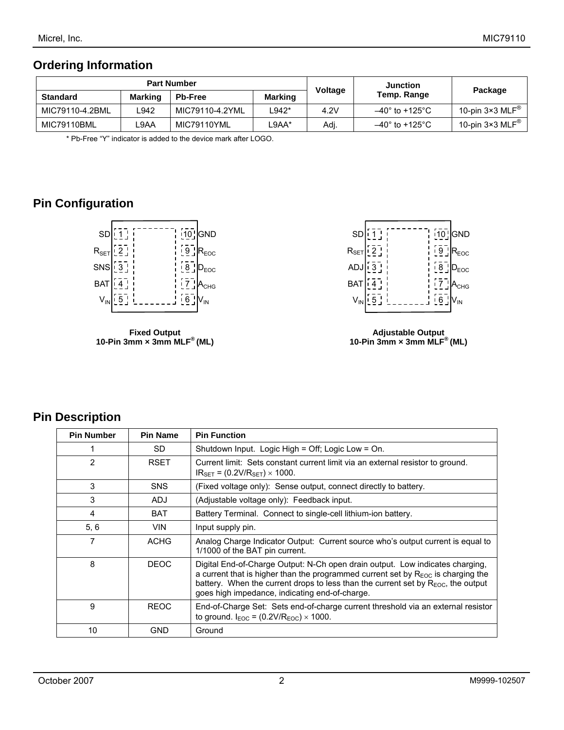## Ordering Information

| Part Number | | | | Voltage | Junction Temp. Range | Package |
|---|---|---|---|---|---|---|
| Standard | Marking | Pb-Free | Marking | | | |
| MIC79110-4.2BML | L942 | MIC79110-4.2YML | L942* | 4.2V | –40° to +125°C | 10-pin 3×3 MLF® |
| MIC79110BML | L9AA | MIC79110YML | L9AA* | Adj. | –40° to +125°C | 10-pin 3×3 MLF® |

\* Pb-Free "Y" indicator is added to the device mark after LOGO.

## Pin Configuration

| Pin | Left | Pin | Right |
|---|---|---|---|
| 1 | SD | 10 | GND |
| 2 | $R_{SET}$ | 9 | $R_{EOC}$ |
| 3 | SNS | 8 | $D_{EOC}$ |
| 4 | BAT | 7 | $A_{CHG}$ |
| 5 | $V_{IN}$ | 6 | $V_{IN}$ |

**Fixed Output**
**10-Pin 3mm × 3mm MLF® (ML)**

| Pin | Left | Pin | Right |
|---|---|---|---|
| 1 | SD | 10 | GND |
| 2 | $R_{SET}$ | 9 | $R_{EOC}$ |
| 3 | ADJ | 8 | $D_{EOC}$ |
| 4 | BAT | 7 | $A_{CHG}$ |
| 5 | $V_{IN}$ | 6 | $V_{IN}$ |

**Adjustable Output**
**10-Pin 3mm × 3mm MLF® (ML)**

## Pin Description

| Pin Number | Pin Name | Pin Function |
|---|---|---|
| 1 | SD | Shutdown Input. Logic High = Off; Logic Low = On. |
| 2 | RSET | Current limit: Sets constant current limit via an external resistor to ground. $IR_{SET} = (0.2V/R_{SET}) \times 1000$. |
| 3 | SNS | (Fixed voltage only): Sense output, connect directly to battery. |
| 3 | ADJ | (Adjustable voltage only): Feedback input. |
| 4 | BAT | Battery Terminal. Connect to single-cell lithium-ion battery. |
| 5, 6 | VIN | Input supply pin. |
| 7 | ACHG | Analog Charge Indicator Output: Current source who's output current is equal to 1/1000 of the BAT pin current. |
| 8 | DEOC | Digital End-of-Charge Output: N-Ch open drain output. Low indicates charging, a current that is higher than the programmed current set by $R_{EOC}$ is charging the battery. When the current drops to less than the current set by $R_{EOC}$, the output goes high impedance, indicating end-of-charge. |
| 9 | REOC | End-of-Charge Set: Sets end-of-charge current threshold via an external resistor to ground. $I_{EOC} = (0.2V/R_{EOC}) \times 1000$. |
| 10 | GND | Ground |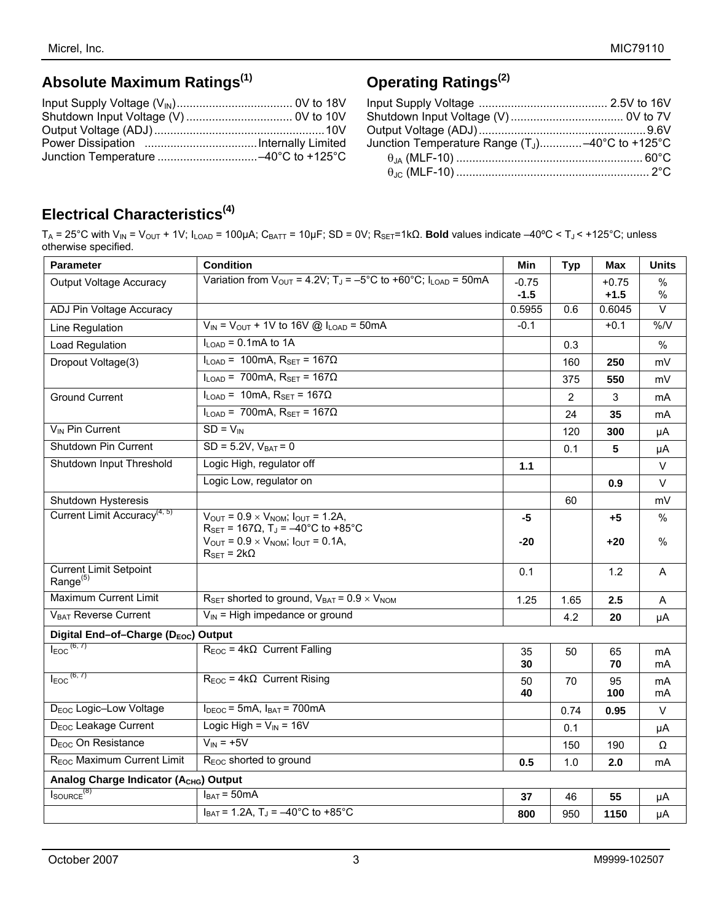## Absolute Maximum Ratings[1]

Input Supply Voltage ($V_{IN}$) .................................... 0V to 18V
Shutdown Input Voltage (V) ................................. 0V to 10V
Output Voltage (ADJ) ..................................................... 10V
Power Dissipation ................................... Internally Limited
Junction Temperature ............................... –40°C to +125°C

## Operating Ratings[2]

Input Supply Voltage ........................................ 2.5V to 16V
Shutdown Input Voltage (V) ................................... 0V to 7V
Output Voltage (ADJ) .................................................... 9.6V
Junction Temperature Range ($T_J$) ............. –40°C to +125°C
$\theta_{JA}$ (MLF-10) .......................................................... 60°C
$\theta_{JC}$ (MLF-10) ............................................................ 2°C

## Electrical Characteristics[4]

$T_A$ = 25°C with $V_{IN}$ = $V_{OUT}$ + 1V; $I_{LOAD}$ = 100µA; $C_{BATT}$ = 10µF; SD = 0V; $R_{SET}$=1kΩ. **Bold** values indicate –40ºC < $T_J$ < +125°C; unless otherwise specified.

| Parameter | Condition | Min | Typ | Max | Units |
|---|---|---|---|---|---|
| Output Voltage Accuracy | Variation from $V_{OUT}$ = 4.2V; $T_J$ = –5°C to +60°C; $I_{LOAD}$ = 50mA | -0.75<br>**-1.5** | | +0.75<br>**+1.5** | %<br>% |
| ADJ Pin Voltage Accuracy | | 0.5955 | 0.6 | 0.6045 | V |
| Line Regulation | $V_{IN}$ = $V_{OUT}$ + 1V to 16V @ $I_{LOAD}$ = 50mA | -0.1 | | +0.1 | %/V |
| Load Regulation | $I_{LOAD}$ = 0.1mA to 1A | | 0.3 | | % |
| Dropout Voltage(3) | $I_{LOAD}$ = 100mA, $R_{SET}$ = 167Ω | | 160 | **250** | mV |
| | $I_{LOAD}$ = 700mA, $R_{SET}$ = 167Ω | | 375 | **550** | mV |
| Ground Current | $I_{LOAD}$ = 10mA, $R_{SET}$ = 167Ω | | 2 | 3 | mA |
| | $I_{LOAD}$ = 700mA, $R_{SET}$ = 167Ω | | 24 | **35** | mA |
| $V_{IN}$ Pin Current | SD = $V_{IN}$ | | 120 | **300** | µA |
| Shutdown Pin Current | SD = 5.2V, $V_{BAT}$ = 0 | | 0.1 | **5** | µA |
| Shutdown Input Threshold | Logic High, regulator off | **1.1** | | | V |
| | Logic Low, regulator on | | | **0.9** | V |
| Shutdown Hysteresis | | | 60 | | mV |
| Current Limit Accuracy[4, 5] | $V_{OUT}$ = 0.9 × $V_{NOM}$; $I_{OUT}$ = 1.2A, $R_{SET}$ = 167Ω, $T_J$ = –40°C to +85°C<br>$V_{OUT}$ = 0.9 × $V_{NOM}$; $I_{OUT}$ = 0.1A, $R_{SET}$ = 2kΩ | **-5**<br>**-20** | | **+5**<br>**+20** | %<br>% |
| Current Limit Setpoint Range[5] | | 0.1 | | 1.2 | A |
| Maximum Current Limit | $R_{SET}$ shorted to ground, $V_{BAT}$ = 0.9 × $V_{NOM}$ | 1.25 | 1.65 | **2.5** | A |
| $V_{BAT}$ Reverse Current | $V_{IN}$ = High impedance or ground | | 4.2 | **20** | µA |
| **Digital End–of–Charge ($D_{EOC}$) Output** | | | | | |
| $I_{EOC}$ [6, 7] | $R_{EOC}$ = 4kΩ Current Falling | 35<br>**30** | 50 | 65<br>**70** | mA<br>mA |
| $I_{EOC}$ [6, 7] | $R_{EOC}$ = 4kΩ Current Rising | 50<br>**40** | 70 | 95<br>**100** | mA<br>mA |
| $D_{EOC}$ Logic–Low Voltage | $I_{DEOC}$ = 5mA, $I_{BAT}$ = 700mA | | 0.74 | **0.95** | V |
| $D_{EOC}$ Leakage Current | Logic High = $V_{IN}$ = 16V | | 0.1 | | µA |
| $D_{EOC}$ On Resistance | $V_{IN}$ = +5V | | 150 | 190 | Ω |
| $R_{EOC}$ Maximum Current Limit | $R_{EOC}$ shorted to ground | **0.5** | 1.0 | **2.0** | mA |
| **Analog Charge Indicator ($A_{CHG}$) Output** | | | | | |
| $I_{SOURCE}$ [8] | $I_{BAT}$ = 50mA | **37** | 46 | **55** | µA |
| | $I_{BAT}$ = 1.2A, $T_J$ = –40°C to +85°C | **800** | 950 | **1150** | µA |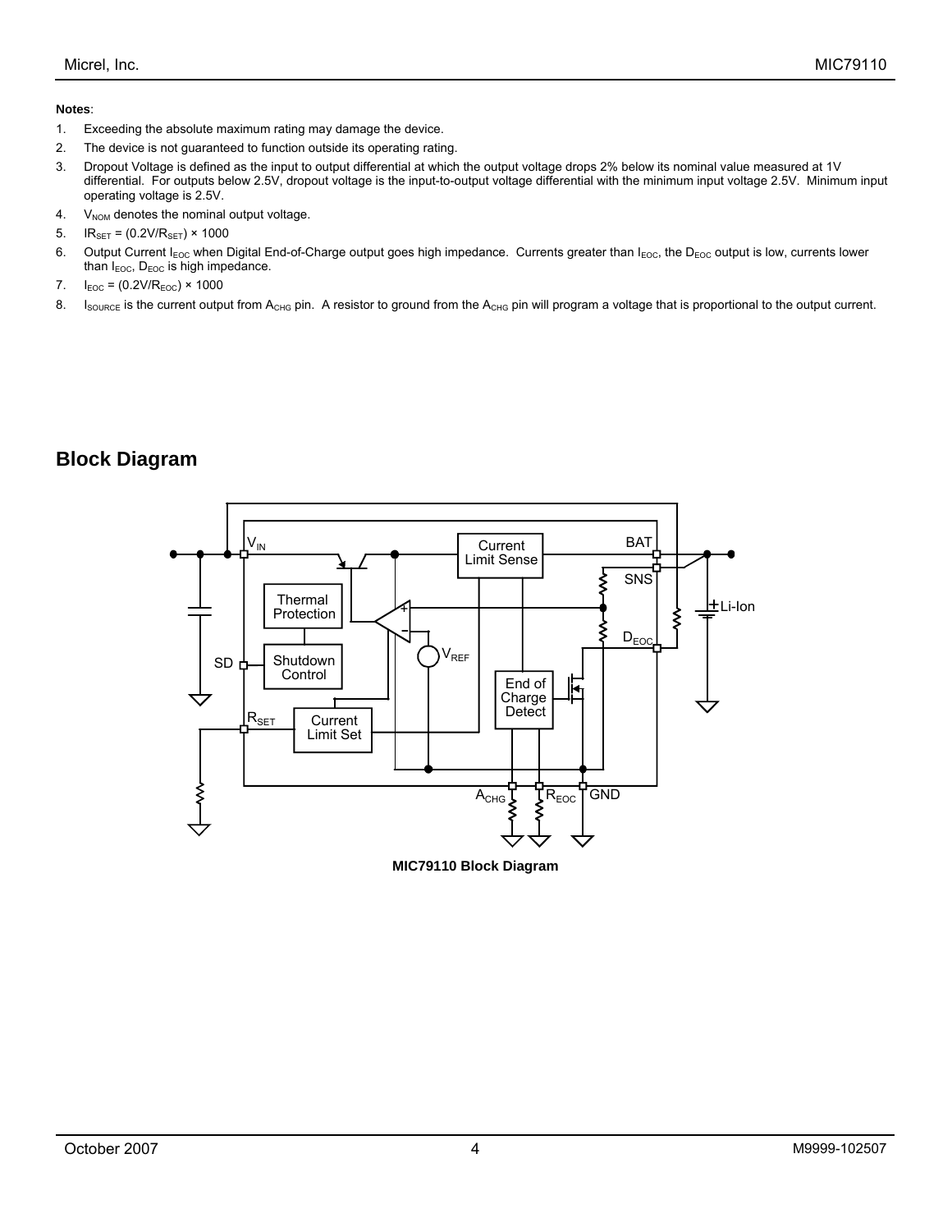**Notes**:

1. Exceeding the absolute maximum rating may damage the device.
2. The device is not guaranteed to function outside its operating rating.
3. Dropout Voltage is defined as the input to output differential at which the output voltage drops 2% below its nominal value measured at 1V differential. For outputs below 2.5V, dropout voltage is the input-to-output voltage differential with the minimum input voltage 2.5V. Minimum input operating voltage is 2.5V.
4. $V_{NOM}$ denotes the nominal output voltage.
5. $IR_{SET} = (0.2V/R_{SET}) \times 1000$
6. Output Current $I_{EOC}$ when Digital End-of-Charge output goes high impedance. Currents greater than $I_{EOC}$, the $D_{EOC}$ output is low, currents lower than $I_{EOC}$, $D_{EOC}$ is high impedance.
7. $I_{EOC} = (0.2V/R_{EOC}) \times 1000$
8. $I_{SOURCE}$ is the current output from $A_{CHG}$ pin. A resistor to ground from the $A_{CHG}$ pin will program a voltage that is proportional to the output current.

## Block Diagram

**MIC79110 Block Diagram**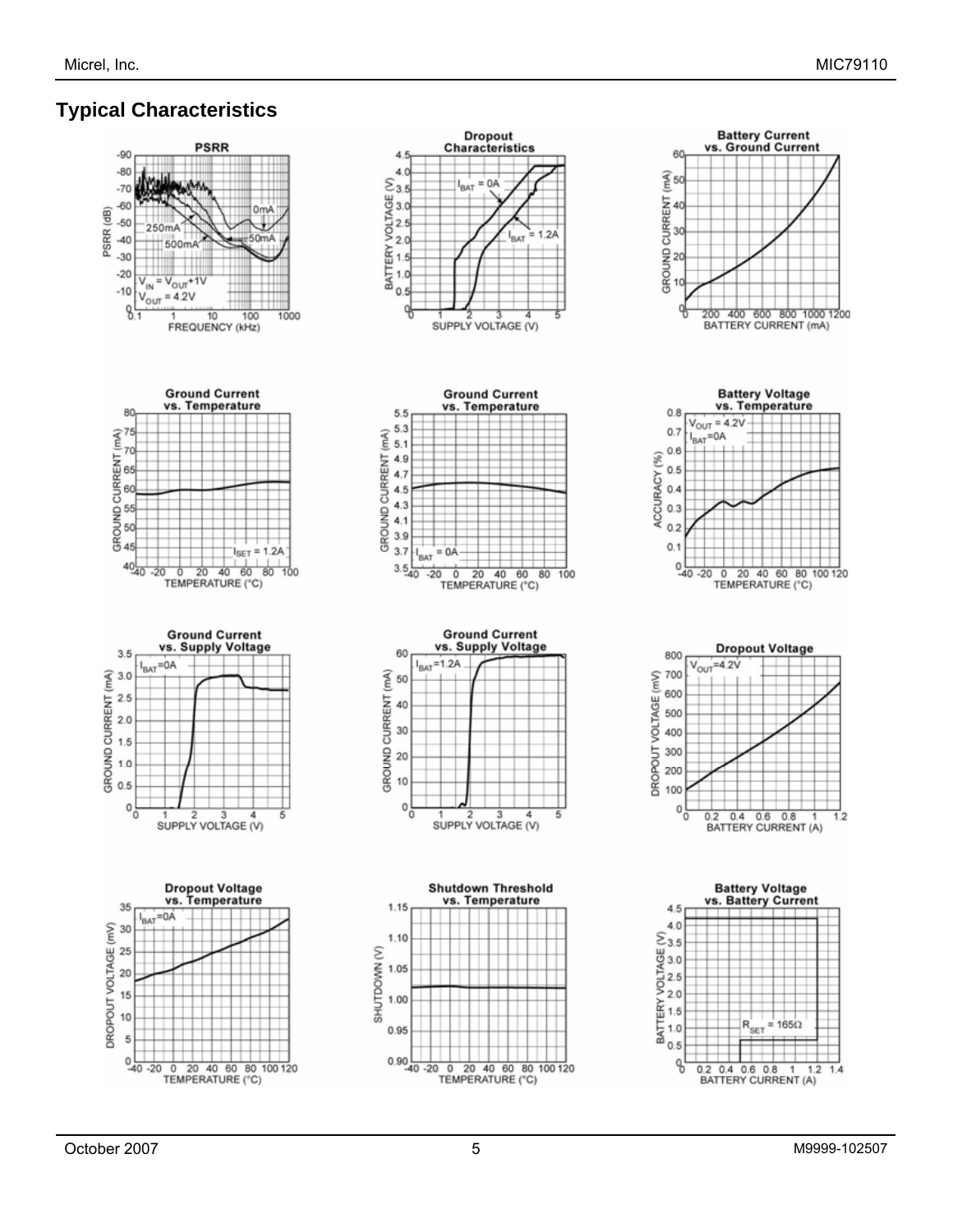## Typical Characteristics

**PSRR**

**Dropout Characteristics**

**Battery Current vs. Ground Current**

**Ground Current vs. Temperature**

**Ground Current vs. Temperature**

**Battery Voltage vs. Temperature**

**Ground Current vs. Supply Voltage**

**Ground Current vs. Supply Voltage**

**Dropout Voltage**

**Dropout Voltage vs. Temperature**

**Shutdown Threshold vs. Temperature**

**Battery Voltage vs. Battery Current**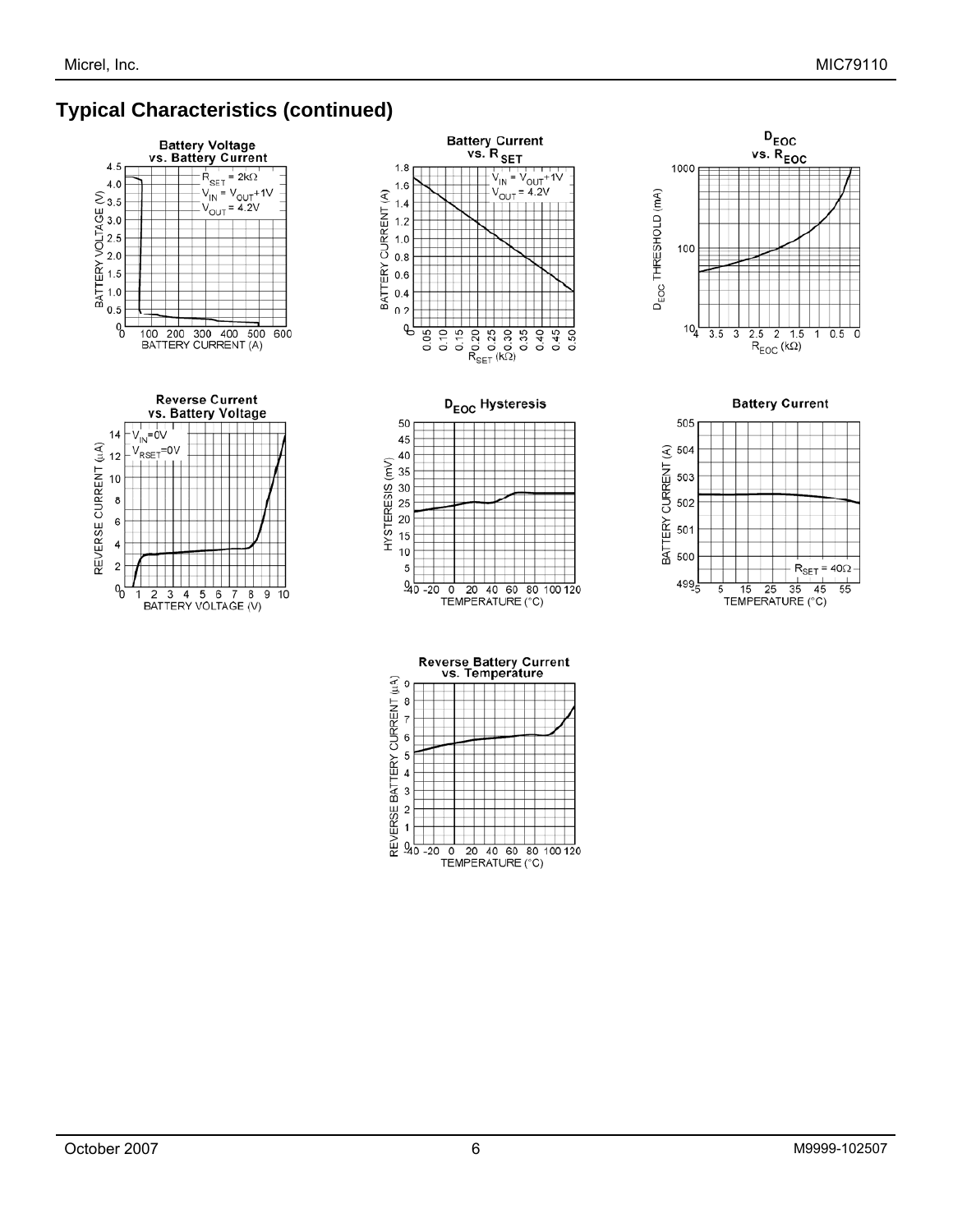## Typical Characteristics (continued)

**Battery Voltage vs. Battery Current**

$R_{SET}$ = 2kΩ
$V_{IN}$ = $V_{OUT}$+1V
$V_{OUT}$ = 4.2V

BATTERY VOLTAGE (V) vs. BATTERY CURRENT (A)

**Battery Current vs. $R_{SET}$**

$V_{IN}$ = $V_{OUT}$+1V
$V_{OUT}$ = 4.2V

BATTERY CURRENT (A) vs. $R_{SET}$ (kΩ)

**$D_{EOC}$ vs. $R_{EOC}$**

$D_{EOC}$ THRESHOLD (mA) vs. $R_{EOC}$ (kΩ)

**Reverse Current vs. Battery Voltage**

$V_{IN}$=0V
$V_{RSET}$=0V

REVERSE CURRENT (µA) vs. BATTERY VOLTAGE (V)

**$D_{EOC}$ Hysteresis**

HYSTERESIS (mV) vs. TEMPERATURE (°C)

**Battery Current**

$R_{SET}$ = 40Ω

BATTERY CURRENT (A) vs. TEMPERATURE (°C)

**Reverse Battery Current vs. Temperature**

REVERSE BATTERY CURRENT (µA) vs. TEMPERATURE (°C)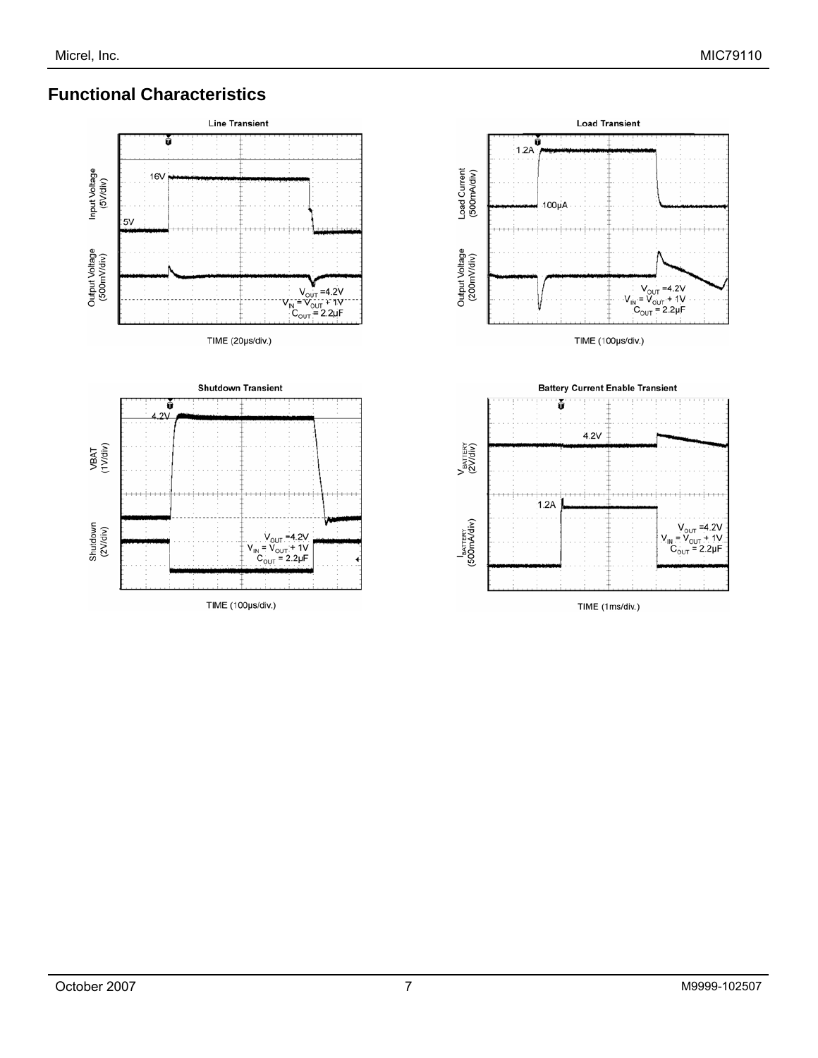## Functional Characteristics

**Line Transient**

Input Voltage (5V/div)

16V

5V

Output Voltage (500mV/div)

$V_{OUT}$ =4.2V
$V_{IN}$ = $V_{OUT}$ + 1V
$C_{OUT}$ = 2.2µF

TIME (20µs/div.)

**Load Transient**

Load Current (500mA/div)

1.2A

100µA

Output Voltage (200mV/div)

$V_{OUT}$ =4.2V
$V_{IN}$ = $V_{OUT}$ + 1V
$C_{OUT}$ = 2.2µF

TIME (100µs/div.)

**Shutdown Transient**

VBAT (1V/div)

4.2V

Shutdown (2V/div)

$V_{OUT}$ =4.2V
$V_{IN}$ = $V_{OUT}$ + 1V
$C_{OUT}$ = 2.2µF

TIME (100µs/div.)

**Battery Current Enable Transient**

$V_{BATTERY}$ (2V/div)

4.2V

1.2A

$I_{BATTERY}$ (500mA/div)

$V_{OUT}$ =4.2V
$V_{IN}$ = $V_{OUT}$ + 1V
$C_{OUT}$ = 2.2µF

TIME (1ms/div.)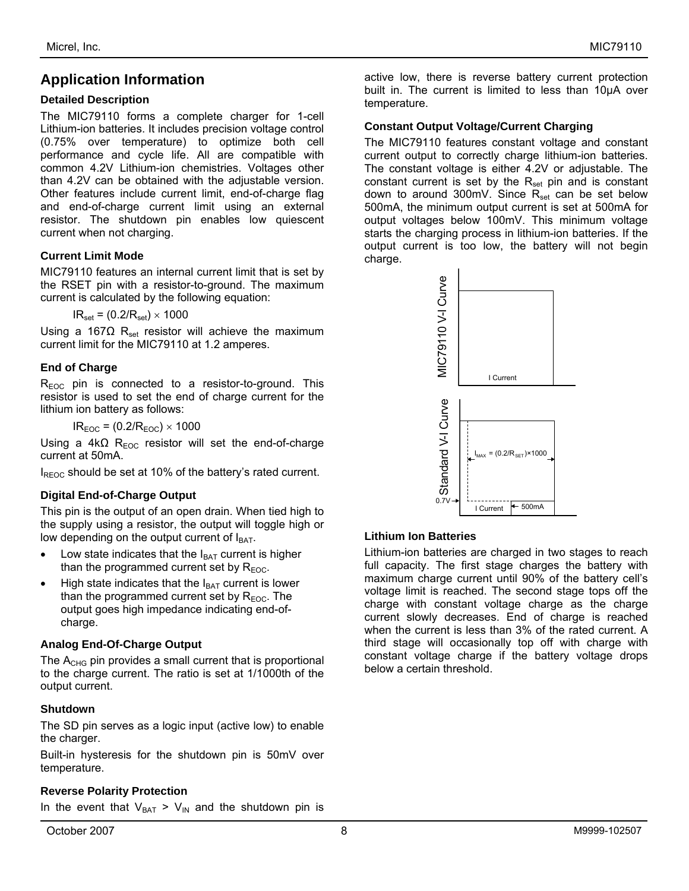## Application Information

### Detailed Description

The MIC79110 forms a complete charger for 1-cell Lithium-ion batteries. It includes precision voltage control (0.75% over temperature) to optimize both cell performance and cycle life. All are compatible with common 4.2V Lithium-ion chemistries. Voltages other than 4.2V can be obtained with the adjustable version. Other features include current limit, end-of-charge flag and end-of-charge current limit using an external resistor. The shutdown pin enables low quiescent current when not charging.

### Current Limit Mode

MIC79110 features an internal current limit that is set by the RSET pin with a resistor-to-ground. The maximum current is calculated by the following equation:

$$IR_{set} = (0.2/R_{set}) \times 1000$$

Using a 167Ω $R_{set}$ resistor will achieve the maximum current limit for the MIC79110 at 1.2 amperes.

### End of Charge

$R_{EOC}$ pin is connected to a resistor-to-ground. This resistor is used to set the end of charge current for the lithium ion battery as follows:

$$IR_{EOC} = (0.2/R_{EOC}) \times 1000$$

Using a 4kΩ $R_{EOC}$ resistor will set the end-of-charge current at 50mA.

$I_{REOC}$ should be set at 10% of the battery's rated current.

### Digital End-of-Charge Output

This pin is the output of an open drain. When tied high to the supply using a resistor, the output will toggle high or low depending on the output current of $I_{BAT}$.

- Low state indicates that the $I_{BAT}$ current is higher than the programmed current set by $R_{EOC}$.
- High state indicates that the $I_{BAT}$ current is lower than the programmed current set by $R_{EOC}$. The output goes high impedance indicating end-of-charge.

### Analog End-Of-Charge Output

The $A_{CHG}$ pin provides a small current that is proportional to the charge current. The ratio is set at 1/1000th of the output current.

### Shutdown

The SD pin serves as a logic input (active low) to enable the charger.

Built-in hysteresis for the shutdown pin is 50mV over temperature.

### Reverse Polarity Protection

In the event that $V_{BAT} > V_{IN}$ and the shutdown pin is active low, there is reverse battery current protection built in. The current is limited to less than 10µA over temperature.

### Constant Output Voltage/Current Charging

The MIC79110 features constant voltage and constant current output to correctly charge lithium-ion batteries. The constant voltage is either 4.2V or adjustable. The constant current is set by the $R_{set}$ pin and is constant down to around 300mV. Since $R_{set}$ can be set below 500mA, the minimum output current is set at 500mA for output voltages below 100mV. This minimum voltage starts the charging process in lithium-ion batteries. If the output current is too low, the battery will not begin charge.

MIC79110 V-I Curve

I Current

Standard V-I Curve

$I_{MAX} = (0.2/R_{SET}) \times 1000$

0.7V

I Current

500mA

### Lithium Ion Batteries

Lithium-ion batteries are charged in two stages to reach full capacity. The first stage charges the battery with maximum charge current until 90% of the battery cell's voltage limit is reached. The second stage tops off the charge with constant voltage charge as the charge current slowly decreases. End of charge is reached when the current is less than 3% of the rated current. A third stage will occasionally top off with charge with constant voltage charge if the battery voltage drops below a certain threshold.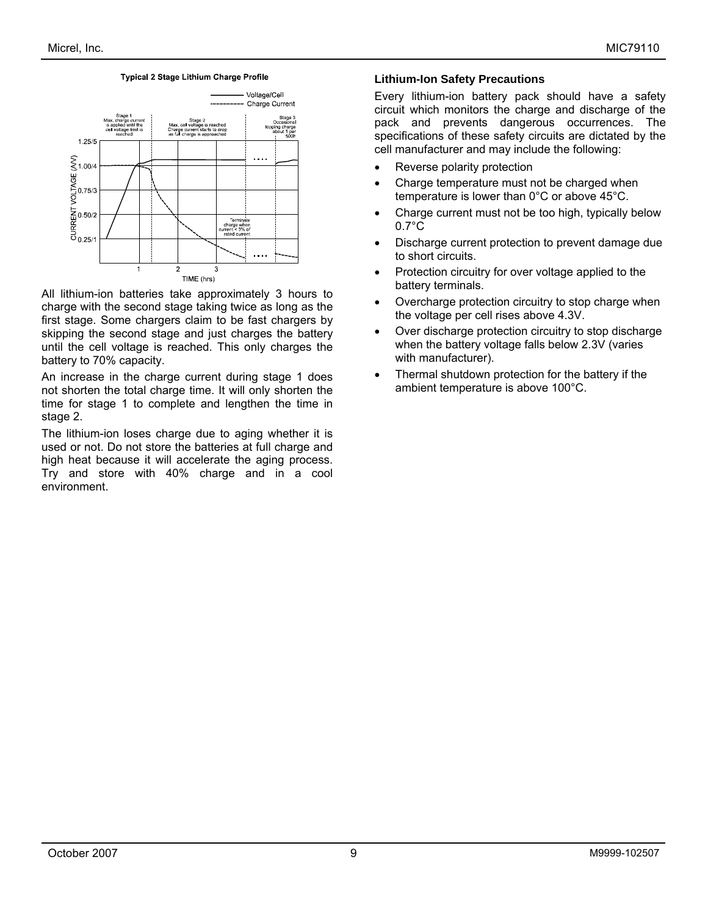**Typical 2 Stage Lithium Charge Profile**

All lithium-ion batteries take approximately 3 hours to charge with the second stage taking twice as long as the first stage. Some chargers claim to be fast chargers by skipping the second stage and just charges the battery until the cell voltage is reached. This only charges the battery to 70% capacity.

An increase in the charge current during stage 1 does not shorten the total charge time. It will only shorten the time for stage 1 to complete and lengthen the time in stage 2.

The lithium-ion loses charge due to aging whether it is used or not. Do not store the batteries at full charge and high heat because it will accelerate the aging process. Try and store with 40% charge and in a cool environment.

### Lithium-Ion Safety Precautions

Every lithium-ion battery pack should have a safety circuit which monitors the charge and discharge of the pack and prevents dangerous occurrences. The specifications of these safety circuits are dictated by the cell manufacturer and may include the following:

- Reverse polarity protection
- Charge temperature must not be charged when temperature is lower than 0°C or above 45°C.
- Charge current must not be too high, typically below 0.7°C
- Discharge current protection to prevent damage due to short circuits.
- Protection circuitry for over voltage applied to the battery terminals.
- Overcharge protection circuitry to stop charge when the voltage per cell rises above 4.3V.
- Over discharge protection circuitry to stop discharge when the battery voltage falls below 2.3V (varies with manufacturer).
- Thermal shutdown protection for the battery if the ambient temperature is above 100°C.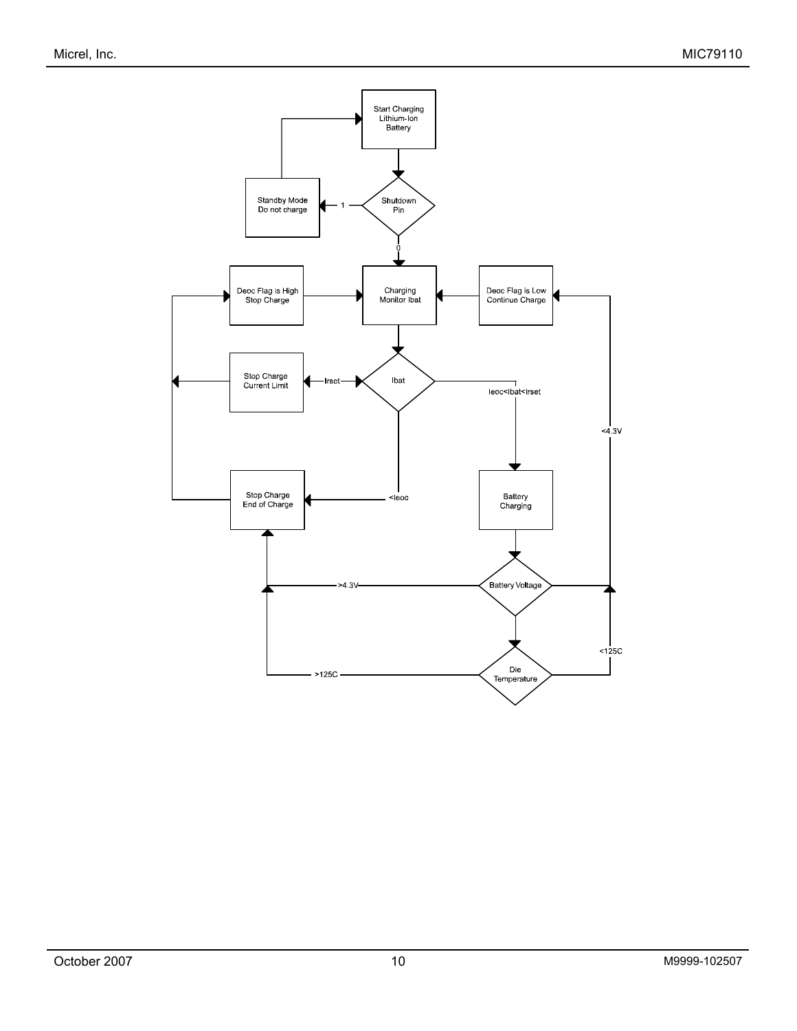Start Charging Lithium-Ion Battery

Shutdown Pin

1

Standby Mode Do not charge

0

Deoc Flag is High Stop Charge

Charging Monitor Ibat

Deoc Flag is Low Continue Charge

Stop Charge Current Limit

Irset

Ibat

Ieoc<Ibat<Irset

<4.3V

Stop Charge End of Charge

<Ieoc

Battery Charging

>4.3V

Battery Voltage

<125C

>125C

Die Temperature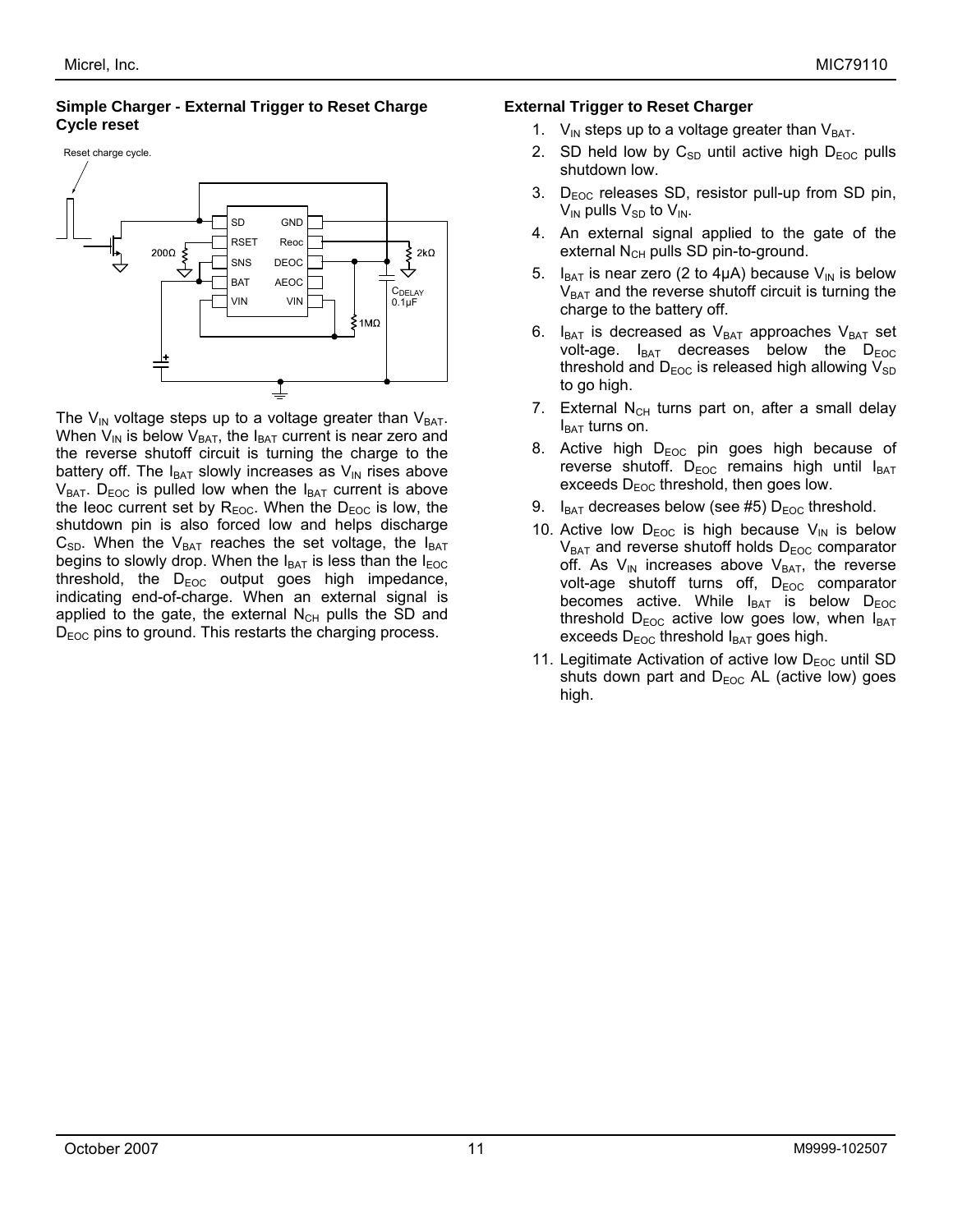### Simple Charger - External Trigger to Reset Charge Cycle reset

Reset charge cycle.

SD GND RSET Reoc SNS DEOC BAT AEOC VIN VIN

200Ω 2kΩ $C_{DELAY}$ 0.1µF 1MΩ

The $V_{IN}$ voltage steps up to a voltage greater than $V_{BAT}$. When $V_{IN}$ is below $V_{BAT}$, the $I_{BAT}$ current is near zero and the reverse shutoff circuit is turning the charge to the battery off. The $I_{BAT}$ slowly increases as $V_{IN}$ rises above $V_{BAT}$. $D_{EOC}$ is pulled low when the $I_{BAT}$ current is above the Ieoc current set by $R_{EOC}$. When the $D_{EOC}$ is low, the shutdown pin is also forced low and helps discharge $C_{SD}$. When the $V_{BAT}$ reaches the set voltage, the $I_{BAT}$ begins to slowly drop. When the $I_{BAT}$ is less than the $I_{EOC}$ threshold, the $D_{EOC}$ output goes high impedance, indicating end-of-charge. When an external signal is applied to the gate, the external $N_{CH}$ pulls the SD and $D_{EOC}$ pins to ground. This restarts the charging process.

### External Trigger to Reset Charger

1. $V_{IN}$ steps up to a voltage greater than $V_{BAT}$.
2. SD held low by $C_{SD}$ until active high $D_{EOC}$ pulls shutdown low.
3. $D_{EOC}$ releases SD, resistor pull-up from SD pin, $V_{IN}$ pulls $V_{SD}$ to $V_{IN}$.
4. An external signal applied to the gate of the external $N_{CH}$ pulls SD pin-to-ground.
5. $I_{BAT}$ is near zero (2 to 4µA) because $V_{IN}$ is below $V_{BAT}$ and the reverse shutoff circuit is turning the charge to the battery off.
6. $I_{BAT}$ is decreased as $V_{BAT}$ approaches $V_{BAT}$ set volt-age. $I_{BAT}$ decreases below the $D_{EOC}$ threshold and $D_{EOC}$ is released high allowing $V_{SD}$ to go high.
7. External $N_{CH}$ turns part on, after a small delay $I_{BAT}$ turns on.
8. Active high $D_{EOC}$ pin goes high because of reverse shutoff. $D_{EOC}$ remains high until $I_{BAT}$ exceeds $D_{EOC}$ threshold, then goes low.
9. $I_{BAT}$ decreases below (see #5) $D_{EOC}$ threshold.
10. Active low $D_{EOC}$ is high because $V_{IN}$ is below $V_{BAT}$ and reverse shutoff holds $D_{EOC}$ comparator off. As $V_{IN}$ increases above $V_{BAT}$, the reverse volt-age shutoff turns off, $D_{EOC}$ comparator becomes active. While $I_{BAT}$ is below $D_{EOC}$ threshold $D_{EOC}$ active low goes low, when $I_{BAT}$ exceeds $D_{EOC}$ threshold $I_{BAT}$ goes high.
11. Legitimate Activation of active low $D_{EOC}$ until SD shuts down part and $D_{EOC}$ AL (active low) goes high.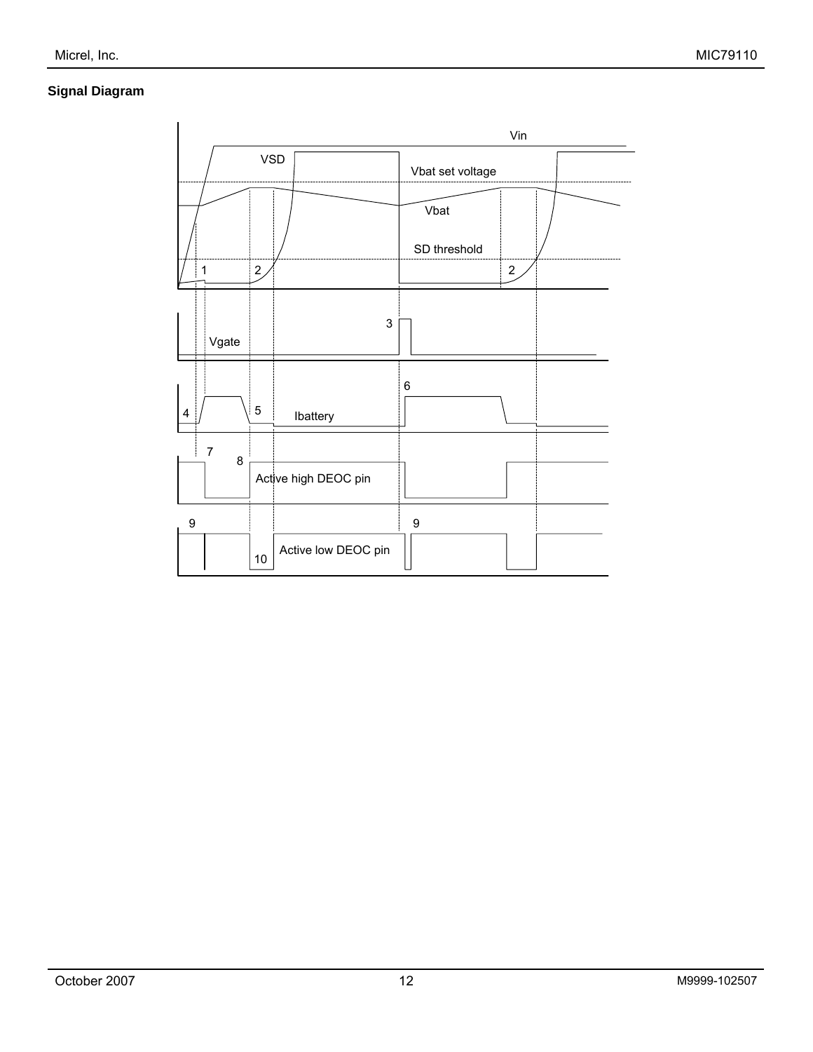### Signal Diagram

Vin

VSD

Vbat set voltage

Vbat

SD threshold

1 2 2

3

Vgate

6

4 5 Ibattery

7

8

Active high DEOC pin

9 9

10 Active low DEOC pin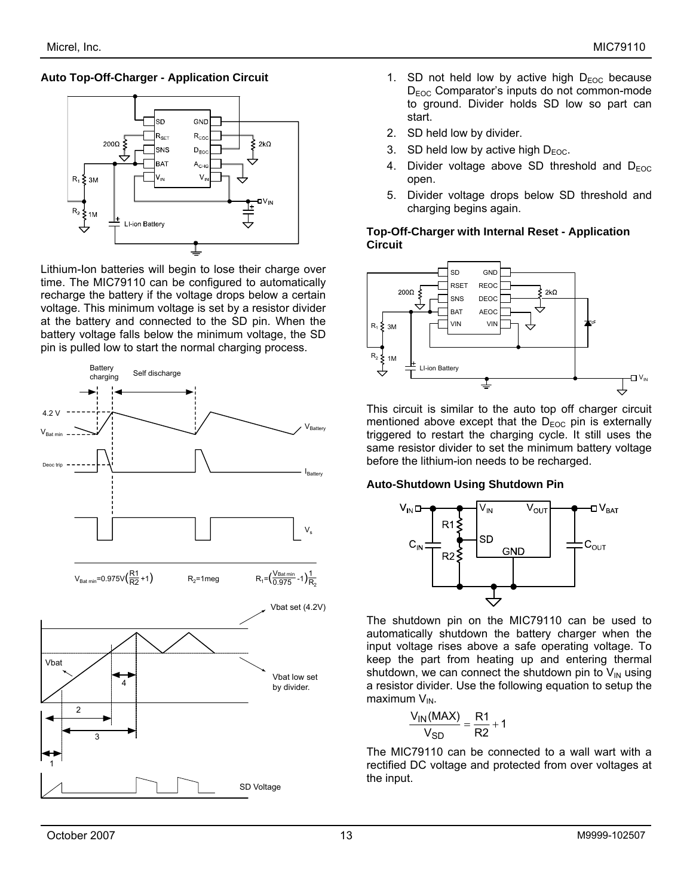### Auto Top-Off-Charger - Application Circuit

Lithium-Ion batteries will begin to lose their charge over time. The MIC79110 can be configured to automatically recharge the battery if the voltage drops below a certain voltage. This minimum voltage is set by a resistor divider at the battery and connected to the SD pin. When the battery voltage falls below the minimum voltage, the SD pin is pulled low to start the normal charging process.

$$V_{Bat\,min} = 0.975V\left(\frac{R1}{R2}+1\right) \qquad R_2 = 1meg \qquad R_1 = \left(\frac{V_{Bat\,min}}{0.975}-1\right)\frac{1}{R_2}$$

1. SD not held low by active high $D_{EOC}$ because $D_{EOC}$ Comparator's inputs do not common-mode to ground. Divider holds SD low so part can start.
2. SD held low by divider.
3. SD held low by active high $D_{EOC}$.
4. Divider voltage above SD threshold and $D_{EOC}$ open.
5. Divider voltage drops below SD threshold and charging begins again.

### Top-Off-Charger with Internal Reset - Application Circuit

This circuit is similar to the auto top off charger circuit mentioned above except that the $D_{EOC}$ pin is externally triggered to restart the charging cycle. It still uses the same resistor divider to set the minimum battery voltage before the lithium-ion needs to be recharged.

### Auto-Shutdown Using Shutdown Pin

The shutdown pin on the MIC79110 can be used to automatically shutdown the battery charger when the input voltage rises above a safe operating voltage. To keep the part from heating up and entering thermal shutdown, we can connect the shutdown pin to $V_{IN}$ using a resistor divider. Use the following equation to setup the maximum $V_{IN}$.

$$\frac{V_{IN}(MAX)}{V_{SD}} = \frac{R1}{R2} + 1$$

The MIC79110 can be connected to a wall wart with a rectified DC voltage and protected from over voltages at the input.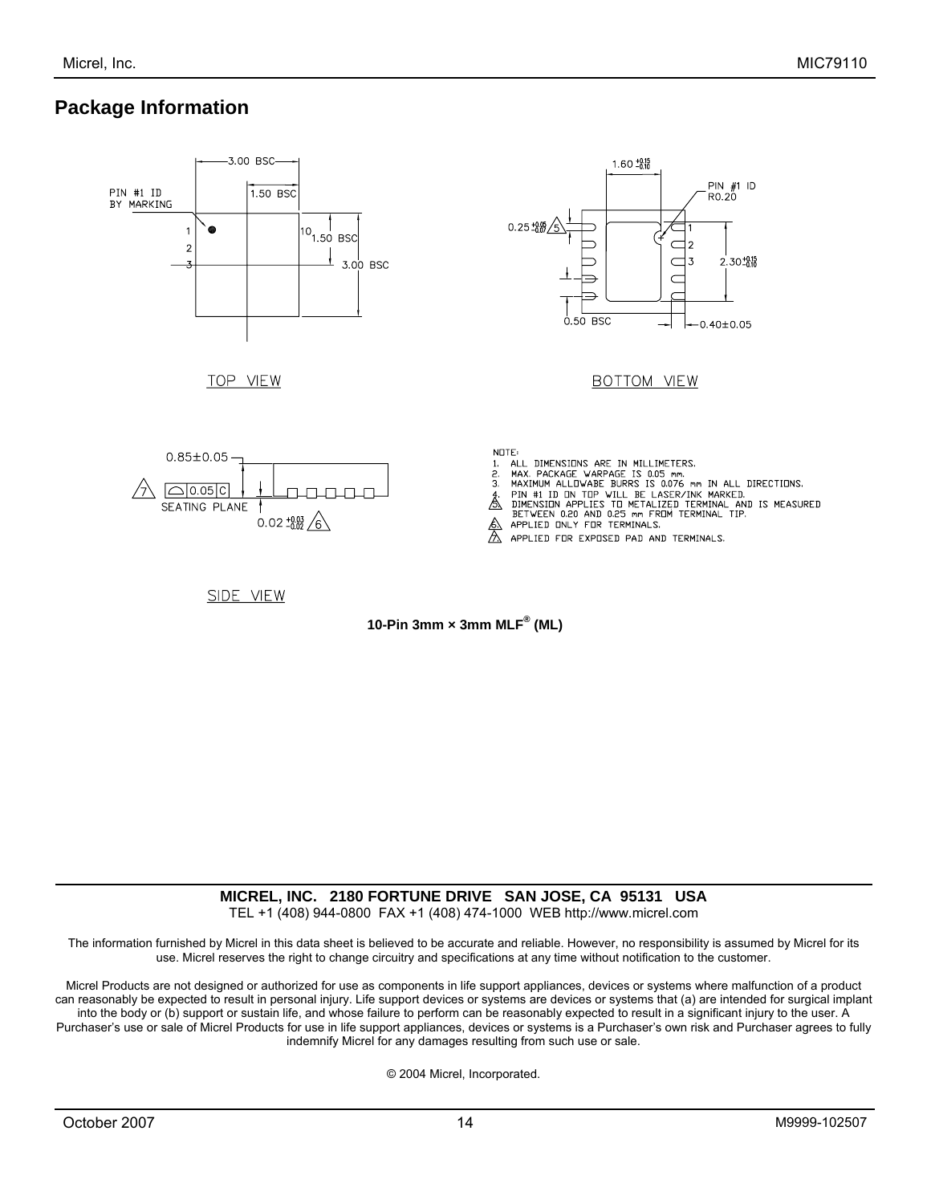## Package Information

TOP VIEW

BOTTOM VIEW

SIDE VIEW

NOTE:
1. ALL DIMENSIONS ARE IN MILLIMETERS.
2. MAX. PACKAGE WARPAGE IS 0.05 mm.
3. MAXIMUM ALLOWABE BURRS IS 0.076 mm IN ALL DIRECTIONS.
4. PIN #1 ID ON TOP WILL BE LASER/INK MARKED.
5. DIMENSION APPLIES TO METALIZED TERMINAL AND IS MEASURED BETWEEN 0.20 AND 0.25 mm FROM TERMINAL TIP.
6. APPLIED ONLY FOR TERMINALS.
7. APPLIED FOR EXPOSED PAD AND TERMINALS.

**10-Pin 3mm × 3mm MLF® (ML)**

---

**MICREL, INC. 2180 FORTUNE DRIVE SAN JOSE, CA 95131 USA**
TEL +1 (408) 944-0800 FAX +1 (408) 474-1000 WEB http://www.micrel.com

The information furnished by Micrel in this data sheet is believed to be accurate and reliable. However, no responsibility is assumed by Micrel for its use. Micrel reserves the right to change circuitry and specifications at any time without notification to the customer.

Micrel Products are not designed or authorized for use as components in life support appliances, devices or systems where malfunction of a product can reasonably be expected to result in personal injury. Life support devices or systems are devices or systems that (a) are intended for surgical implant into the body or (b) support or sustain life, and whose failure to perform can be reasonably expected to result in a significant injury to the user. A Purchaser's use or sale of Micrel Products for use in life support appliances, devices or systems is a Purchaser's own risk and Purchaser agrees to fully indemnify Micrel for any damages resulting from such use or sale.

© 2004 Micrel, Incorporated.